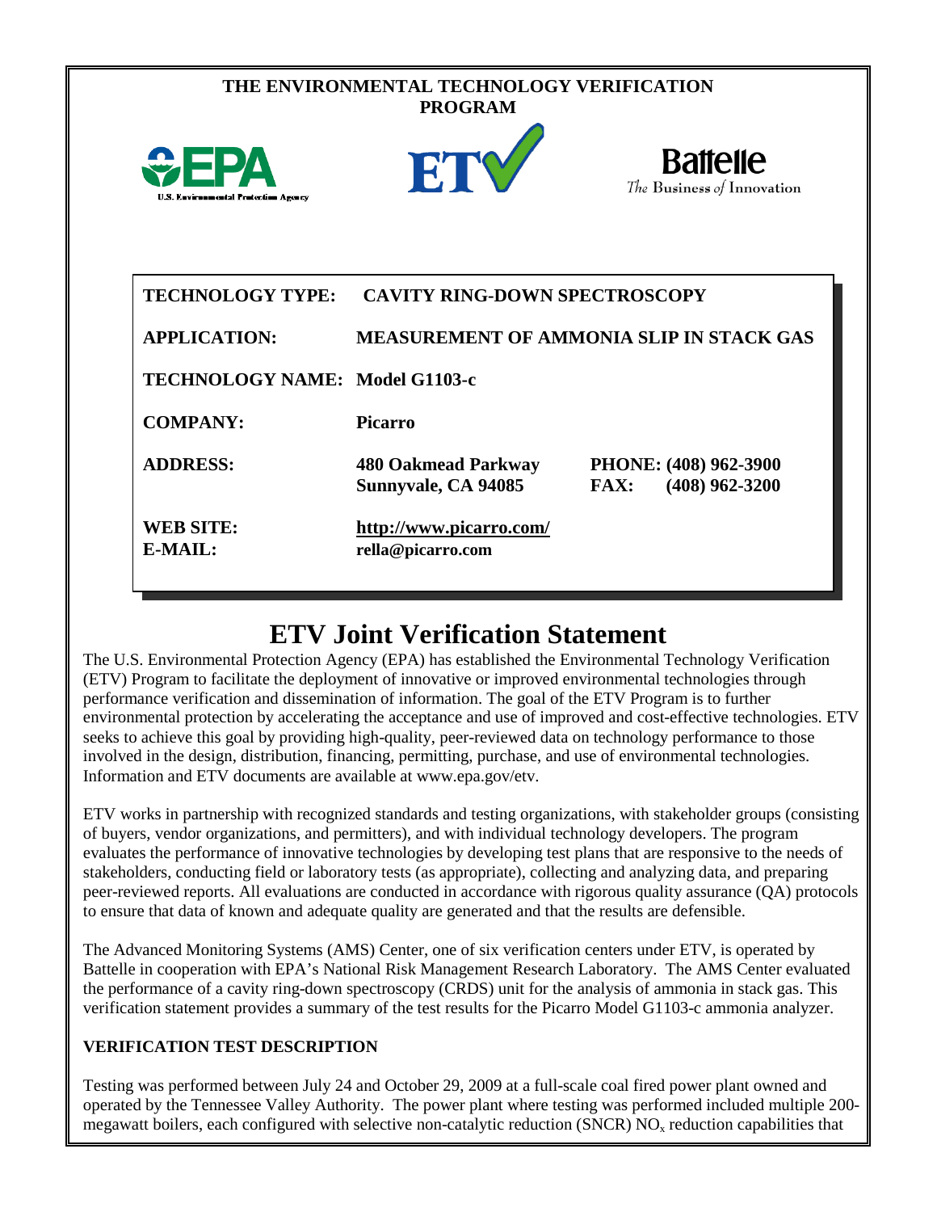**THE ENVIRONMENTAL TECHNOLOGY VERIFICATION PROGRAM**

| | | |
|---|---|---|
| **TECHNOLOGY TYPE:** | **CAVITY RING-DOWN SPECTROSCOPY** | |
| **APPLICATION:** | **MEASUREMENT OF AMMONIA SLIP IN STACK GAS** | |
| **TECHNOLOGY NAME:** | **Model G1103-c** | |
| **COMPANY:** | **Picarro** | |
| **ADDRESS:** | **480 Oakmead Parkway Sunnyvale, CA 94085** | **PHONE: (408) 962-3900 FAX: (408) 962-3200** |
| **WEB SITE: E-MAIL:** | **http://www.picarro.com/ rella@picarro.com** | |

# ETV Joint Verification Statement

The U.S. Environmental Protection Agency (EPA) has established the Environmental Technology Verification (ETV) Program to facilitate the deployment of innovative or improved environmental technologies through performance verification and dissemination of information. The goal of the ETV Program is to further environmental protection by accelerating the acceptance and use of improved and cost-effective technologies. ETV seeks to achieve this goal by providing high-quality, peer-reviewed data on technology performance to those involved in the design, distribution, financing, permitting, purchase, and use of environmental technologies. Information and ETV documents are available at www.epa.gov/etv.

ETV works in partnership with recognized standards and testing organizations, with stakeholder groups (consisting of buyers, vendor organizations, and permitters), and with individual technology developers. The program evaluates the performance of innovative technologies by developing test plans that are responsive to the needs of stakeholders, conducting field or laboratory tests (as appropriate), collecting and analyzing data, and preparing peer-reviewed reports. All evaluations are conducted in accordance with rigorous quality assurance (QA) protocols to ensure that data of known and adequate quality are generated and that the results are defensible.

The Advanced Monitoring Systems (AMS) Center, one of six verification centers under ETV, is operated by Battelle in cooperation with EPA's National Risk Management Research Laboratory. The AMS Center evaluated the performance of a cavity ring-down spectroscopy (CRDS) unit for the analysis of ammonia in stack gas. This verification statement provides a summary of the test results for the Picarro Model G1103-c ammonia analyzer.

## VERIFICATION TEST DESCRIPTION

Testing was performed between July 24 and October 29, 2009 at a full-scale coal fired power plant owned and operated by the Tennessee Valley Authority. The power plant where testing was performed included multiple 200-megawatt boilers, each configured with selective non-catalytic reduction (SNCR) $NO_x$ reduction capabilities that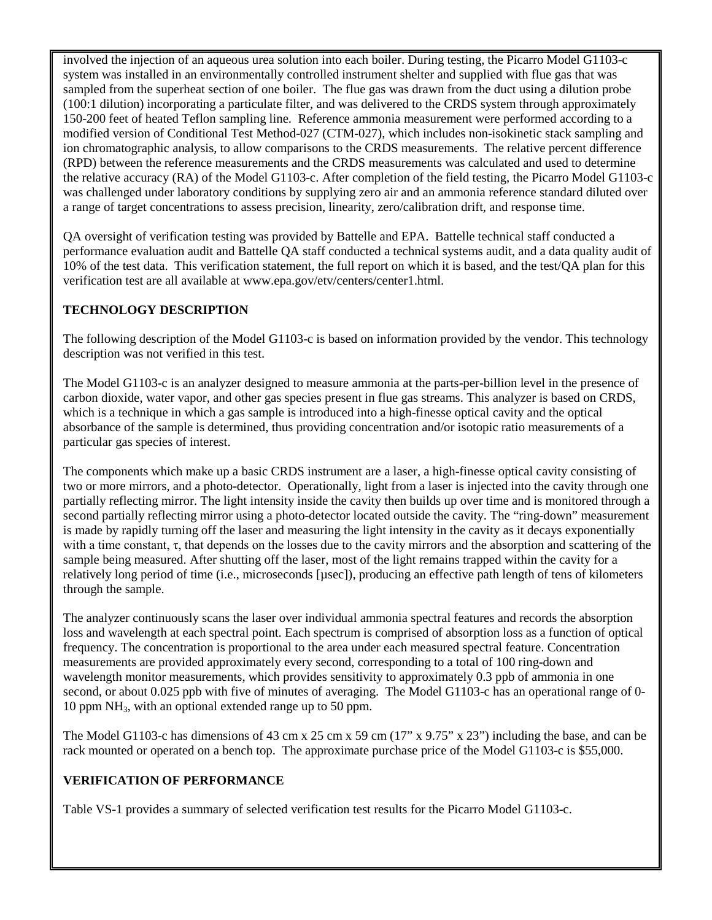involved the injection of an aqueous urea solution into each boiler. During testing, the Picarro Model G1103-c system was installed in an environmentally controlled instrument shelter and supplied with flue gas that was sampled from the superheat section of one boiler. The flue gas was drawn from the duct using a dilution probe (100:1 dilution) incorporating a particulate filter, and was delivered to the CRDS system through approximately 150-200 feet of heated Teflon sampling line. Reference ammonia measurement were performed according to a modified version of Conditional Test Method-027 (CTM-027), which includes non-isokinetic stack sampling and ion chromatographic analysis, to allow comparisons to the CRDS measurements. The relative percent difference (RPD) between the reference measurements and the CRDS measurements was calculated and used to determine the relative accuracy (RA) of the Model G1103-c. After completion of the field testing, the Picarro Model G1103-c was challenged under laboratory conditions by supplying zero air and an ammonia reference standard diluted over a range of target concentrations to assess precision, linearity, zero/calibration drift, and response time.

QA oversight of verification testing was provided by Battelle and EPA. Battelle technical staff conducted a performance evaluation audit and Battelle QA staff conducted a technical systems audit, and a data quality audit of 10% of the test data. This verification statement, the full report on which it is based, and the test/QA plan for this verification test are all available at www.epa.gov/etv/centers/center1.html.

**TECHNOLOGY DESCRIPTION**

The following description of the Model G1103-c is based on information provided by the vendor. This technology description was not verified in this test.

The Model G1103-c is an analyzer designed to measure ammonia at the parts-per-billion level in the presence of carbon dioxide, water vapor, and other gas species present in flue gas streams. This analyzer is based on CRDS, which is a technique in which a gas sample is introduced into a high-finesse optical cavity and the optical absorbance of the sample is determined, thus providing concentration and/or isotopic ratio measurements of a particular gas species of interest.

The components which make up a basic CRDS instrument are a laser, a high-finesse optical cavity consisting of two or more mirrors, and a photo-detector. Operationally, light from a laser is injected into the cavity through one partially reflecting mirror. The light intensity inside the cavity then builds up over time and is monitored through a second partially reflecting mirror using a photo-detector located outside the cavity. The "ring-down" measurement is made by rapidly turning off the laser and measuring the light intensity in the cavity as it decays exponentially with a time constant, $\tau$, that depends on the losses due to the cavity mirrors and the absorption and scattering of the sample being measured. After shutting off the laser, most of the light remains trapped within the cavity for a relatively long period of time (i.e., microseconds [µsec]), producing an effective path length of tens of kilometers through the sample.

The analyzer continuously scans the laser over individual ammonia spectral features and records the absorption loss and wavelength at each spectral point. Each spectrum is comprised of absorption loss as a function of optical frequency. The concentration is proportional to the area under each measured spectral feature. Concentration measurements are provided approximately every second, corresponding to a total of 100 ring-down and wavelength monitor measurements, which provides sensitivity to approximately 0.3 ppb of ammonia in one second, or about 0.025 ppb with five of minutes of averaging. The Model G1103-c has an operational range of 0-10 ppm $NH_3$, with an optional extended range up to 50 ppm.

The Model G1103-c has dimensions of 43 cm x 25 cm x 59 cm (17" x 9.75" x 23") including the base, and can be rack mounted or operated on a bench top. The approximate purchase price of the Model G1103-c is $55,000.

**VERIFICATION OF PERFORMANCE**

Table VS-1 provides a summary of selected verification test results for the Picarro Model G1103-c.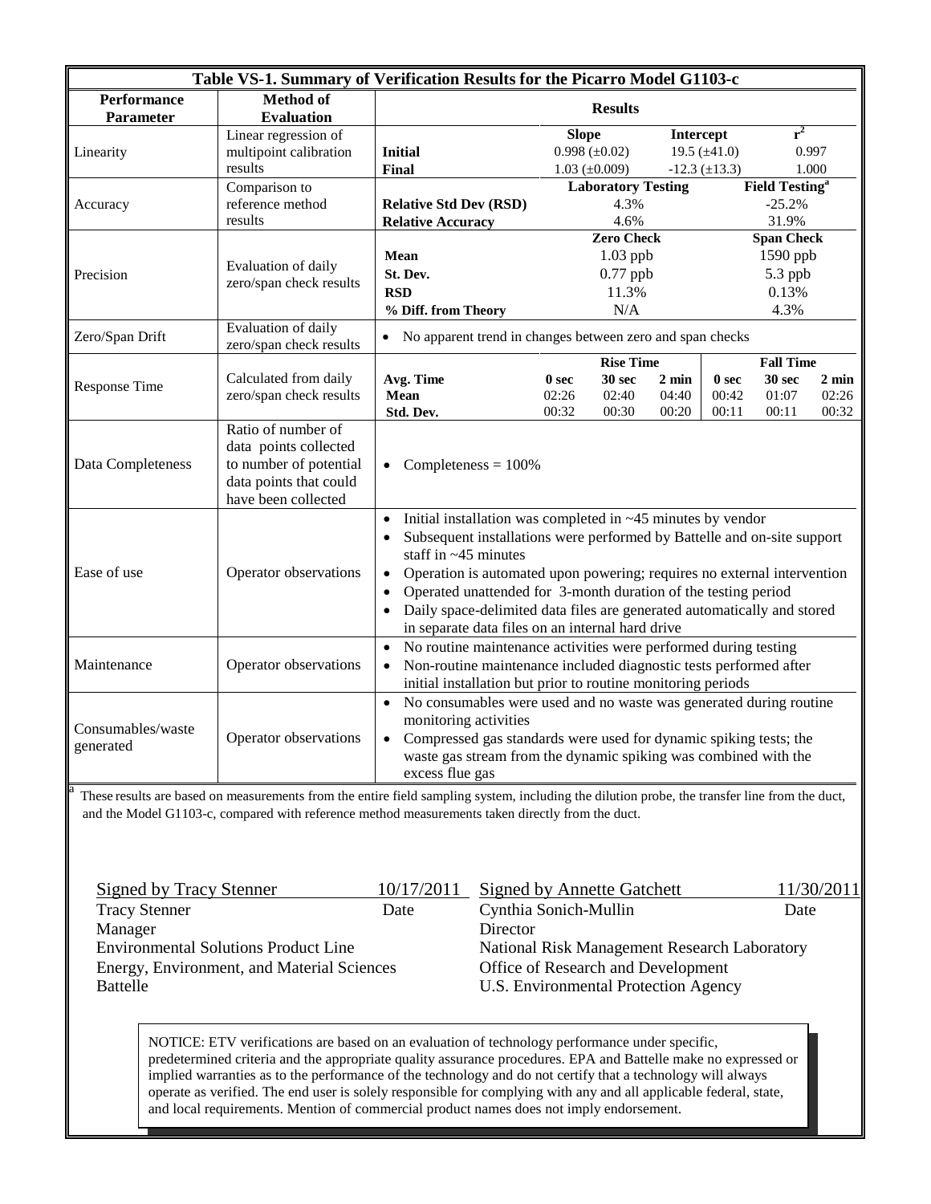**Table VS-1. Summary of Verification Results for the Picarro Model G1103-c**

| Performance Parameter | Method of Evaluation | Results | | | | | | |
|---|---|---|---|---|---|---|---|---|
| Linearity | Linear regression of multipoint calibration results | | **Slope** | | **Intercept** | | $r^2$ | |
| | | **Initial** | 0.998 (±0.02) | | 19.5 (±41.0) | | 0.997 | |
| | | **Final** | 1.03 (±0.009) | | -12.3 (±13.3) | | 1.000 | |
| Accuracy | Comparison to reference method results | | **Laboratory Testing** | | | **Field Testing**[a] | | |
| | | **Relative Std Dev (RSD)** | 4.3% | | | -25.2% | | |
| | | **Relative Accuracy** | 4.6% | | | 31.9% | | |
| Precision | Evaluation of daily zero/span check results | | **Zero Check** | | | **Span Check** | | |
| | | **Mean** | 1.03 ppb | | | 1590 ppb | | |
| | | **St. Dev.** | 0.77 ppb | | | 5.3 ppb | | |
| | | **RSD** | 11.3% | | | 0.13% | | |
| | | **% Diff. from Theory** | N/A | | | 4.3% | | |
| Zero/Span Drift | Evaluation of daily zero/span check results | • No apparent trend in changes between zero and span checks | | | | | | |
| Response Time | Calculated from daily zero/span check results | | **Rise Time** | | | **Fall Time** | | |
| | | **Avg. Time** | **0 sec** | **30 sec** | **2 min** | **0 sec** | **30 sec** | **2 min** |
| | | **Mean** | 02:26 | 02:40 | 04:40 | 00:42 | 01:07 | 02:26 |
| | | **Std. Dev.** | 00:32 | 00:30 | 00:20 | 00:11 | 00:11 | 00:32 |
| Data Completeness | Ratio of number of data points collected to number of potential data points that could have been collected | • Completeness = 100% | | | | | | |
| Ease of use | Operator observations | • Initial installation was completed in ~45 minutes by vendor<br>• Subsequent installations were performed by Battelle and on-site support staff in ~45 minutes<br>• Operation is automated upon powering; requires no external intervention<br>• Operated unattended for 3-month duration of the testing period<br>• Daily space-delimited data files are generated automatically and stored in separate data files on an internal hard drive | | | | | | |
| Maintenance | Operator observations | • No routine maintenance activities were performed during testing<br>• Non-routine maintenance included diagnostic tests performed after initial installation but prior to routine monitoring periods | | | | | | |
| Consumables/waste generated | Operator observations | • No consumables were used and no waste was generated during routine monitoring activities<br>• Compressed gas standards were used for dynamic spiking tests; the waste gas stream from the dynamic spiking was combined with the excess flue gas | | | | | | |

[a] These results are based on measurements from the entire field sampling system, including the dilution probe, the transfer line from the duct, and the Model G1103-c, compared with reference method measurements taken directly from the duct.

Signed by Tracy Stenner 10/17/2011
Tracy Stenner Date
Manager
Environmental Solutions Product Line
Energy, Environment, and Material Sciences
Battelle

Signed by Annette Gatchett 11/30/2011
Cynthia Sonich-Mullin Date
Director
National Risk Management Research Laboratory
Office of Research and Development
U.S. Environmental Protection Agency

NOTICE: ETV verifications are based on an evaluation of technology performance under specific, predetermined criteria and the appropriate quality assurance procedures. EPA and Battelle make no expressed or implied warranties as to the performance of the technology and do not certify that a technology will always operate as verified. The end user is solely responsible for complying with any and all applicable federal, state, and local requirements. Mention of commercial product names does not imply endorsement.